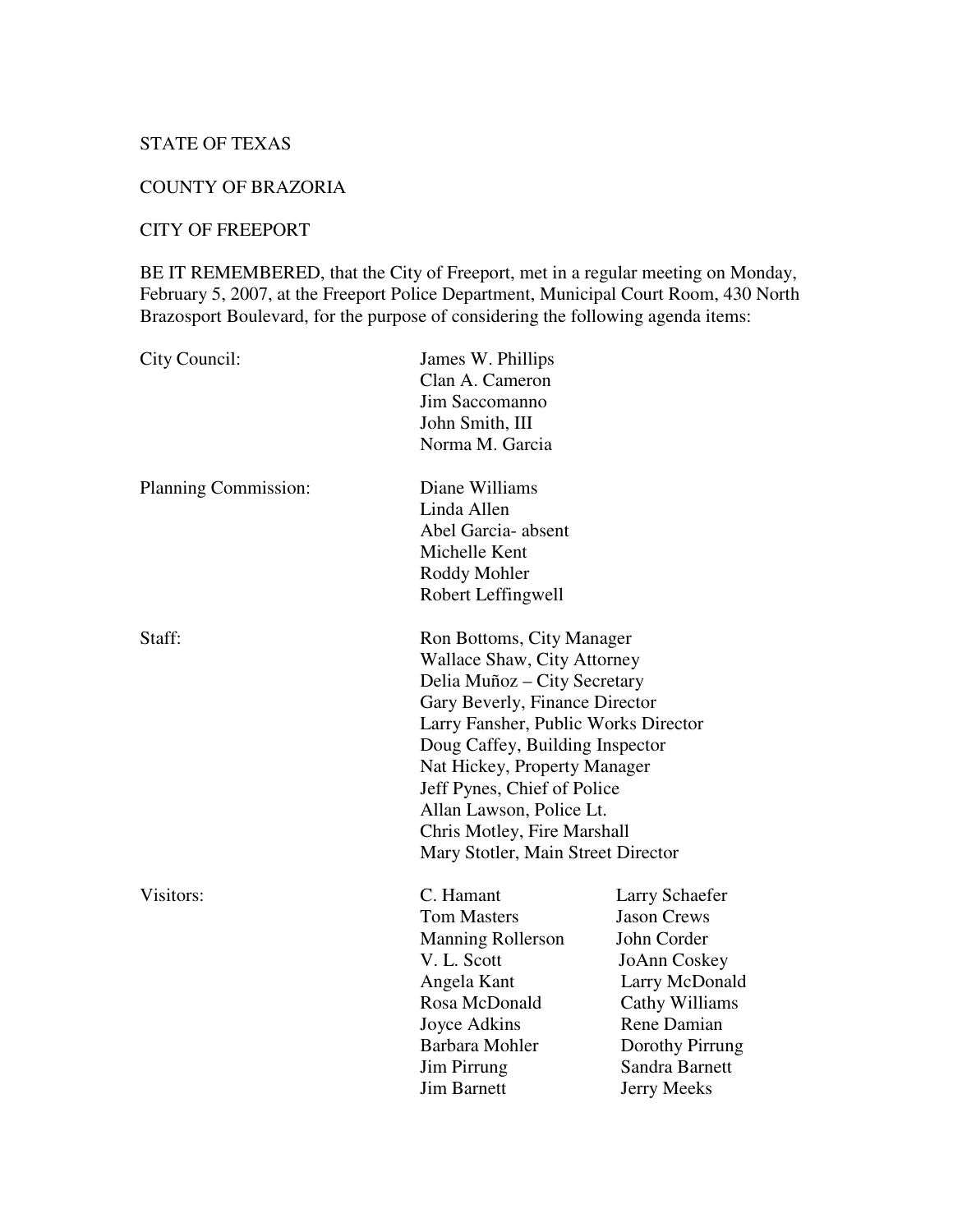STATE OF TEXAS

COUNTY OF BRAZORIA

CITY OF FREEPORT

BE IT REMEMBERED, that the City of Freeport, met in a regular meeting on Monday, February 5, 2007, at the Freeport Police Department, Municipal Court Room, 430 North Brazosport Boulevard, for the purpose of considering the following agenda items:

| | | |
|---|---|---|
| City Council: | James W. Phillips | |
| | Clan A. Cameron | |
| | Jim Saccomanno | |
| | John Smith, III | |
| | Norma M. Garcia | |
| Planning Commission: | Diane Williams | |
| | Linda Allen | |
| | Abel Garcia- absent | |
| | Michelle Kent | |
| | Roddy Mohler | |
| | Robert Leffingwell | |
| Staff: | Ron Bottoms, City Manager | |
| | Wallace Shaw, City Attorney | |
| | Delia Muñoz – City Secretary | |
| | Gary Beverly, Finance Director | |
| | Larry Fansher, Public Works Director | |
| | Doug Caffey, Building Inspector | |
| | Nat Hickey, Property Manager | |
| | Jeff Pynes, Chief of Police | |
| | Allan Lawson, Police Lt. | |
| | Chris Motley, Fire Marshall | |
| | Mary Stotler, Main Street Director | |
| Visitors: | C. Hamant | Larry Schaefer |
| | Tom Masters | Jason Crews |
| | Manning Rollerson | John Corder |
| | V. L. Scott | JoAnn Coskey |
| | Angela Kant | Larry McDonald |
| | Rosa McDonald | Cathy Williams |
| | Joyce Adkins | Rene Damian |
| | Barbara Mohler | Dorothy Pirrung |
| | Jim Pirrung | Sandra Barnett |
| | Jim Barnett | Jerry Meeks |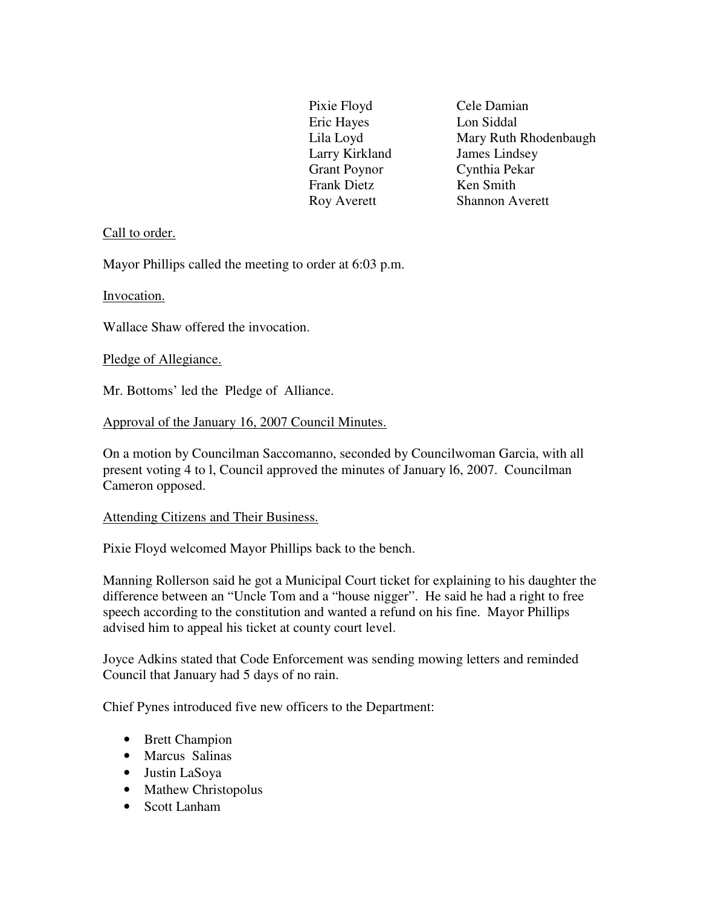| | |
|---|---|
| Pixie Floyd | Cele Damian |
| Eric Hayes | Lon Siddal |
| Lila Loyd | Mary Ruth Rhodenbaugh |
| Larry Kirkland | James Lindsey |
| Grant Poynor | Cynthia Pekar |
| Frank Dietz | Ken Smith |
| Roy Averett | Shannon Averett |

Call to order.

Mayor Phillips called the meeting to order at 6:03 p.m.

Invocation.

Wallace Shaw offered the invocation.

Pledge of Allegiance.

Mr. Bottoms' led the Pledge of Alliance.

Approval of the January 16, 2007 Council Minutes.

On a motion by Councilman Saccomanno, seconded by Councilwoman Garcia, with all present voting 4 to l, Council approved the minutes of January l6, 2007. Councilman Cameron opposed.

Attending Citizens and Their Business.

Pixie Floyd welcomed Mayor Phillips back to the bench.

Manning Rollerson said he got a Municipal Court ticket for explaining to his daughter the difference between an "Uncle Tom and a "house nigger". He said he had a right to free speech according to the constitution and wanted a refund on his fine. Mayor Phillips advised him to appeal his ticket at county court level.

Joyce Adkins stated that Code Enforcement was sending mowing letters and reminded Council that January had 5 days of no rain.

Chief Pynes introduced five new officers to the Department:

- Brett Champion
- Marcus Salinas
- Justin LaSoya
- Mathew Christopolus
- Scott Lanham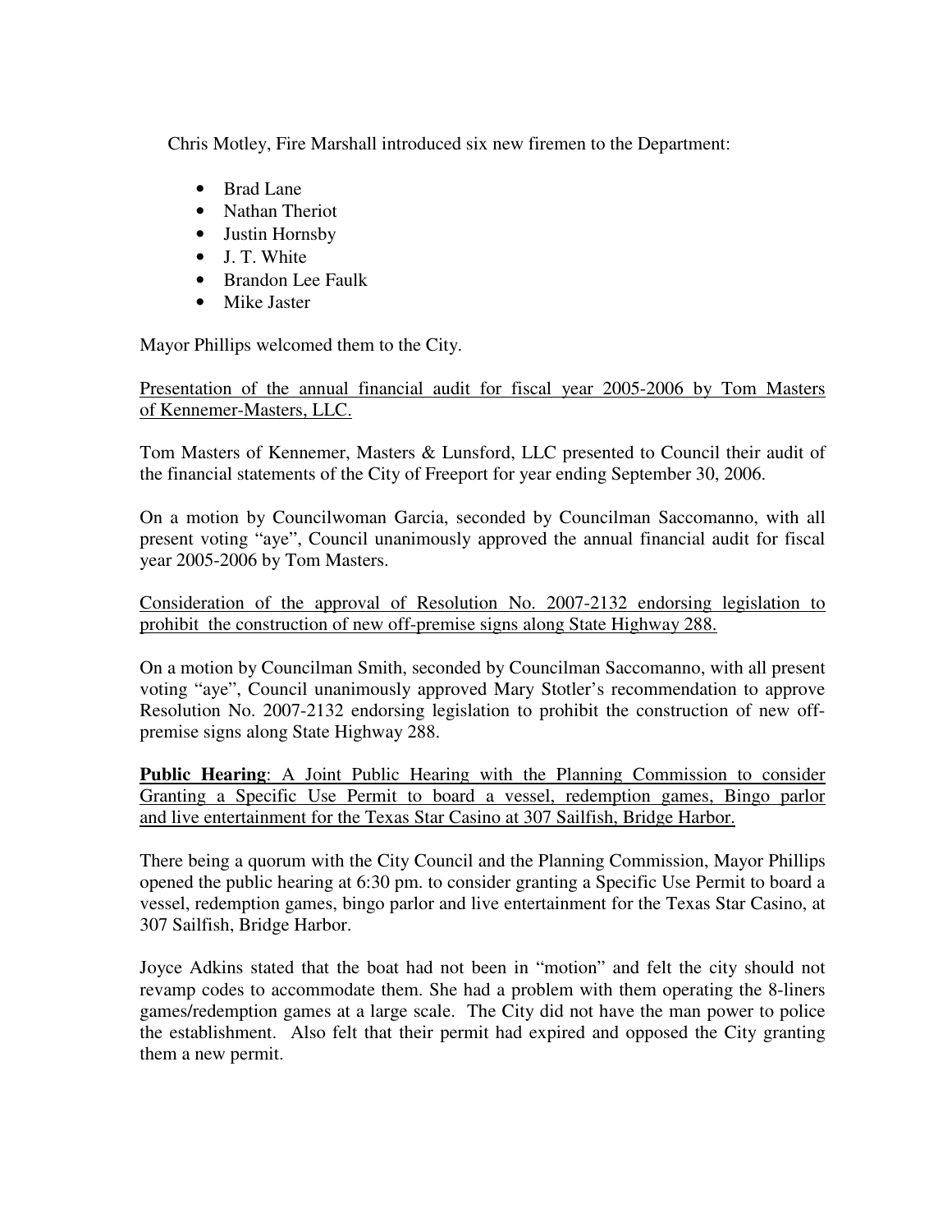Chris Motley, Fire Marshall introduced six new firemen to the Department:

- Brad Lane
- Nathan Theriot
- Justin Hornsby
- J. T. White
- Brandon Lee Faulk
- Mike Jaster

Mayor Phillips welcomed them to the City.

Presentation of the annual financial audit for fiscal year 2005-2006 by Tom Masters of Kennemer-Masters, LLC.

Tom Masters of Kennemer, Masters & Lunsford, LLC presented to Council their audit of the financial statements of the City of Freeport for year ending September 30, 2006.

On a motion by Councilwoman Garcia, seconded by Councilman Saccomanno, with all present voting "aye", Council unanimously approved the annual financial audit for fiscal year 2005-2006 by Tom Masters.

Consideration of the approval of Resolution No. 2007-2132 endorsing legislation to prohibit the construction of new off-premise signs along State Highway 288.

On a motion by Councilman Smith, seconded by Councilman Saccomanno, with all present voting "aye", Council unanimously approved Mary Stotler's recommendation to approve Resolution No. 2007-2132 endorsing legislation to prohibit the construction of new off-premise signs along State Highway 288.

**Public Hearing**: A Joint Public Hearing with the Planning Commission to consider Granting a Specific Use Permit to board a vessel, redemption games, Bingo parlor and live entertainment for the Texas Star Casino at 307 Sailfish, Bridge Harbor.

There being a quorum with the City Council and the Planning Commission, Mayor Phillips opened the public hearing at 6:30 pm. to consider granting a Specific Use Permit to board a vessel, redemption games, bingo parlor and live entertainment for the Texas Star Casino, at 307 Sailfish, Bridge Harbor.

Joyce Adkins stated that the boat had not been in "motion" and felt the city should not revamp codes to accommodate them. She had a problem with them operating the 8-liners games/redemption games at a large scale. The City did not have the man power to police the establishment. Also felt that their permit had expired and opposed the City granting them a new permit.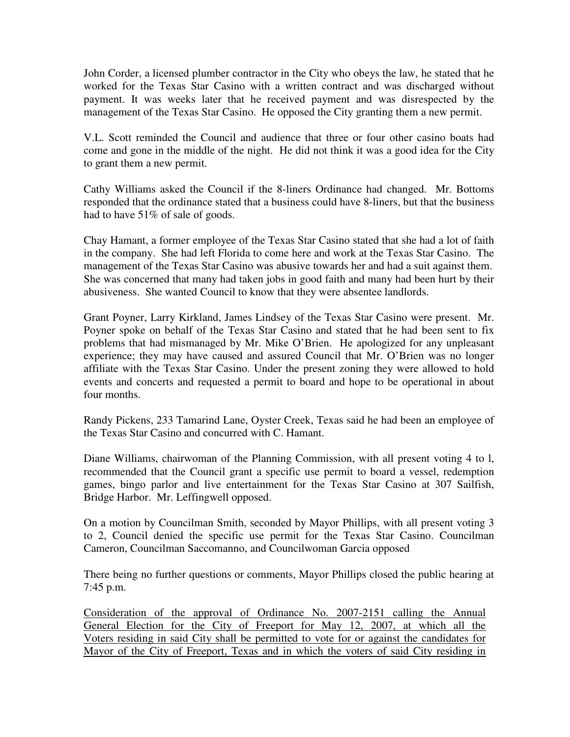John Corder, a licensed plumber contractor in the City who obeys the law, he stated that he worked for the Texas Star Casino with a written contract and was discharged without payment. It was weeks later that he received payment and was disrespected by the management of the Texas Star Casino. He opposed the City granting them a new permit.

V.L. Scott reminded the Council and audience that three or four other casino boats had come and gone in the middle of the night. He did not think it was a good idea for the City to grant them a new permit.

Cathy Williams asked the Council if the 8-liners Ordinance had changed. Mr. Bottoms responded that the ordinance stated that a business could have 8-liners, but that the business had to have 51% of sale of goods.

Chay Hamant, a former employee of the Texas Star Casino stated that she had a lot of faith in the company. She had left Florida to come here and work at the Texas Star Casino. The management of the Texas Star Casino was abusive towards her and had a suit against them. She was concerned that many had taken jobs in good faith and many had been hurt by their abusiveness. She wanted Council to know that they were absentee landlords.

Grant Poyner, Larry Kirkland, James Lindsey of the Texas Star Casino were present. Mr. Poyner spoke on behalf of the Texas Star Casino and stated that he had been sent to fix problems that had mismanaged by Mr. Mike O'Brien. He apologized for any unpleasant experience; they may have caused and assured Council that Mr. O'Brien was no longer affiliate with the Texas Star Casino. Under the present zoning they were allowed to hold events and concerts and requested a permit to board and hope to be operational in about four months.

Randy Pickens, 233 Tamarind Lane, Oyster Creek, Texas said he had been an employee of the Texas Star Casino and concurred with C. Hamant.

Diane Williams, chairwoman of the Planning Commission, with all present voting 4 to l, recommended that the Council grant a specific use permit to board a vessel, redemption games, bingo parlor and live entertainment for the Texas Star Casino at 307 Sailfish, Bridge Harbor. Mr. Leffingwell opposed.

On a motion by Councilman Smith, seconded by Mayor Phillips, with all present voting 3 to 2, Council denied the specific use permit for the Texas Star Casino. Councilman Cameron, Councilman Saccomanno, and Councilwoman Garcia opposed

There being no further questions or comments, Mayor Phillips closed the public hearing at 7:45 p.m.

<u>Consideration of the approval of Ordinance No. 2007-2151 calling the Annual General Election for the City of Freeport for May 12, 2007, at which all the Voters residing in said City shall be permitted to vote for or against the candidates for Mayor of the City of Freeport, Texas and in which the voters of said City residing in</u>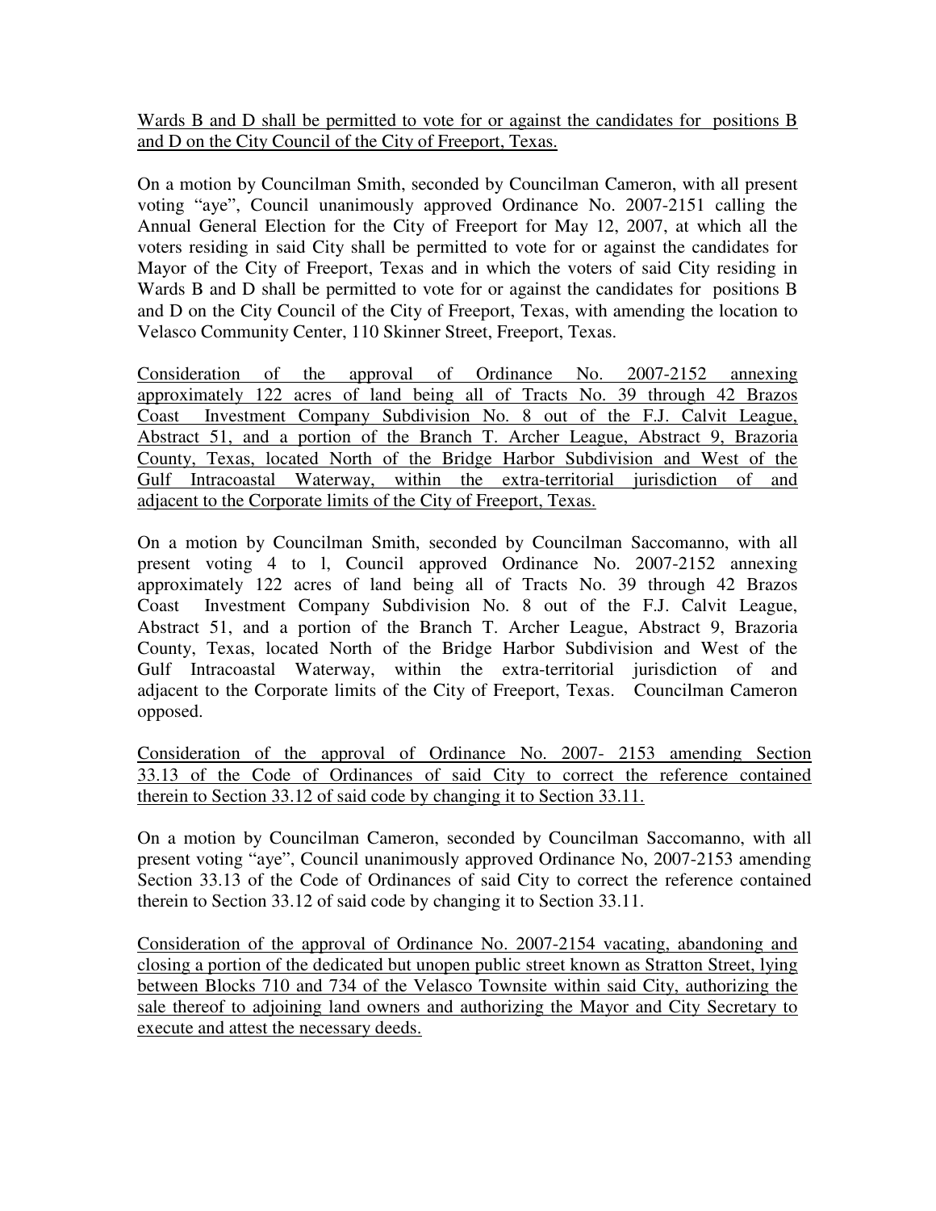Wards B and D shall be permitted to vote for or against the candidates for positions B and D on the City Council of the City of Freeport, Texas.

On a motion by Councilman Smith, seconded by Councilman Cameron, with all present voting "aye", Council unanimously approved Ordinance No. 2007-2151 calling the Annual General Election for the City of Freeport for May 12, 2007, at which all the voters residing in said City shall be permitted to vote for or against the candidates for Mayor of the City of Freeport, Texas and in which the voters of said City residing in Wards B and D shall be permitted to vote for or against the candidates for positions B and D on the City Council of the City of Freeport, Texas, with amending the location to Velasco Community Center, 110 Skinner Street, Freeport, Texas.

Consideration of the approval of Ordinance No. 2007-2152 annexing approximately 122 acres of land being all of Tracts No. 39 through 42 Brazos Coast Investment Company Subdivision No. 8 out of the F.J. Calvit League, Abstract 51, and a portion of the Branch T. Archer League, Abstract 9, Brazoria County, Texas, located North of the Bridge Harbor Subdivision and West of the Gulf Intracoastal Waterway, within the extra-territorial jurisdiction of and adjacent to the Corporate limits of the City of Freeport, Texas.

On a motion by Councilman Smith, seconded by Councilman Saccomanno, with all present voting 4 to l, Council approved Ordinance No. 2007-2152 annexing approximately 122 acres of land being all of Tracts No. 39 through 42 Brazos Coast Investment Company Subdivision No. 8 out of the F.J. Calvit League, Abstract 51, and a portion of the Branch T. Archer League, Abstract 9, Brazoria County, Texas, located North of the Bridge Harbor Subdivision and West of the Gulf Intracoastal Waterway, within the extra-territorial jurisdiction of and adjacent to the Corporate limits of the City of Freeport, Texas. Councilman Cameron opposed.

Consideration of the approval of Ordinance No. 2007- 2153 amending Section 33.13 of the Code of Ordinances of said City to correct the reference contained therein to Section 33.12 of said code by changing it to Section 33.11.

On a motion by Councilman Cameron, seconded by Councilman Saccomanno, with all present voting "aye", Council unanimously approved Ordinance No, 2007-2153 amending Section 33.13 of the Code of Ordinances of said City to correct the reference contained therein to Section 33.12 of said code by changing it to Section 33.11.

Consideration of the approval of Ordinance No. 2007-2154 vacating, abandoning and closing a portion of the dedicated but unopen public street known as Stratton Street, lying between Blocks 710 and 734 of the Velasco Townsite within said City, authorizing the sale thereof to adjoining land owners and authorizing the Mayor and City Secretary to execute and attest the necessary deeds.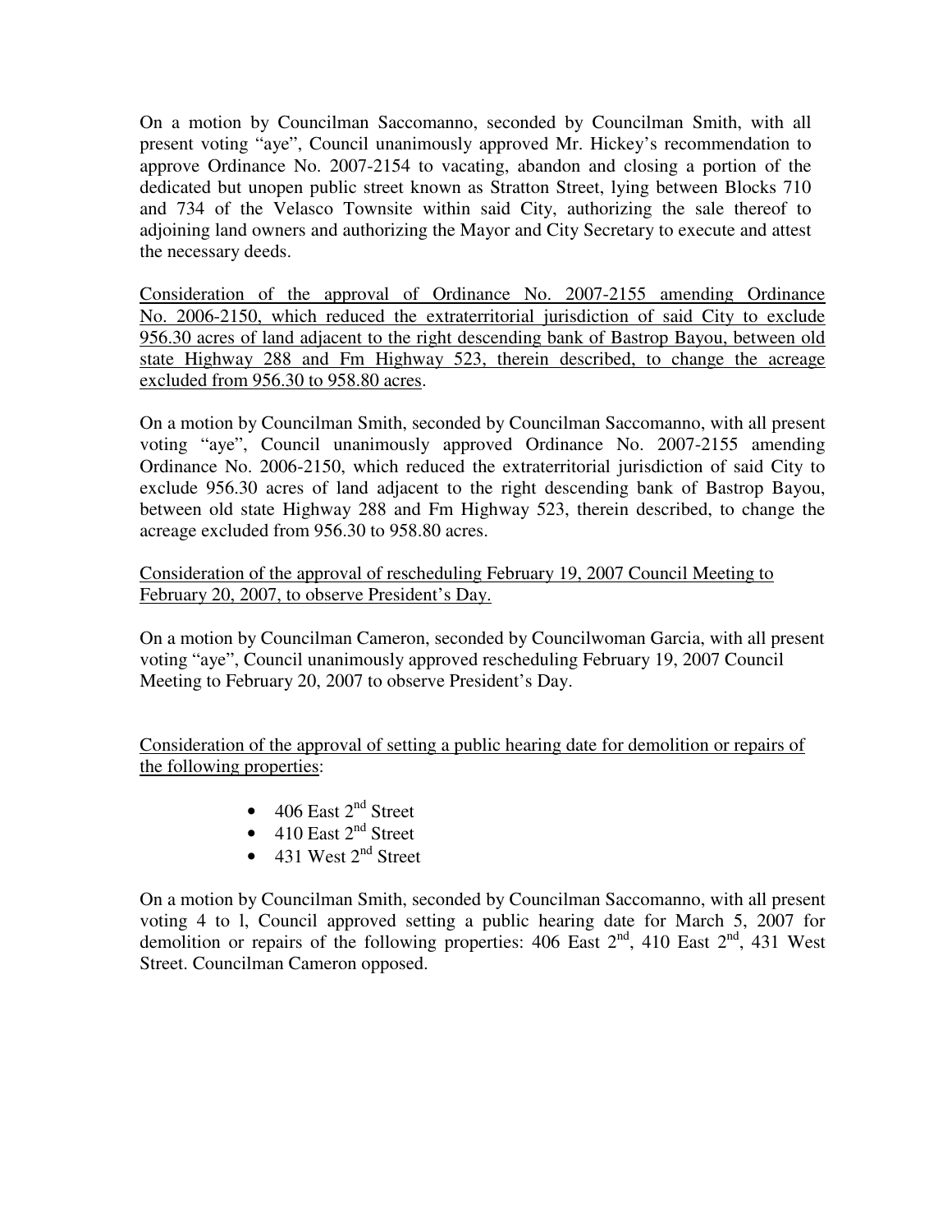On a motion by Councilman Saccomanno, seconded by Councilman Smith, with all present voting "aye", Council unanimously approved Mr. Hickey's recommendation to approve Ordinance No. 2007-2154 to vacating, abandon and closing a portion of the dedicated but unopen public street known as Stratton Street, lying between Blocks 710 and 734 of the Velasco Townsite within said City, authorizing the sale thereof to adjoining land owners and authorizing the Mayor and City Secretary to execute and attest the necessary deeds.

<u>Consideration of the approval of Ordinance No. 2007-2155 amending Ordinance No. 2006-2150, which reduced the extraterritorial jurisdiction of said City to exclude 956.30 acres of land adjacent to the right descending bank of Bastrop Bayou, between old state Highway 288 and Fm Highway 523, therein described, to change the acreage excluded from 956.30 to 958.80 acres</u>.

On a motion by Councilman Smith, seconded by Councilman Saccomanno, with all present voting "aye", Council unanimously approved Ordinance No. 2007-2155 amending Ordinance No. 2006-2150, which reduced the extraterritorial jurisdiction of said City to exclude 956.30 acres of land adjacent to the right descending bank of Bastrop Bayou, between old state Highway 288 and Fm Highway 523, therein described, to change the acreage excluded from 956.30 to 958.80 acres.

<u>Consideration of the approval of rescheduling February 19, 2007 Council Meeting to February 20, 2007, to observe President's Day.</u>

On a motion by Councilman Cameron, seconded by Councilwoman Garcia, with all present voting "aye", Council unanimously approved rescheduling February 19, 2007 Council Meeting to February 20, 2007 to observe President's Day.

<u>Consideration of the approval of setting a public hearing date for demolition or repairs of the following properties</u>:

- 406 East 2nd Street
- 410 East 2nd Street
- 431 West 2nd Street

On a motion by Councilman Smith, seconded by Councilman Saccomanno, with all present voting 4 to l, Council approved setting a public hearing date for March 5, 2007 for demolition or repairs of the following properties: 406 East 2nd, 410 East 2nd, 431 West Street. Councilman Cameron opposed.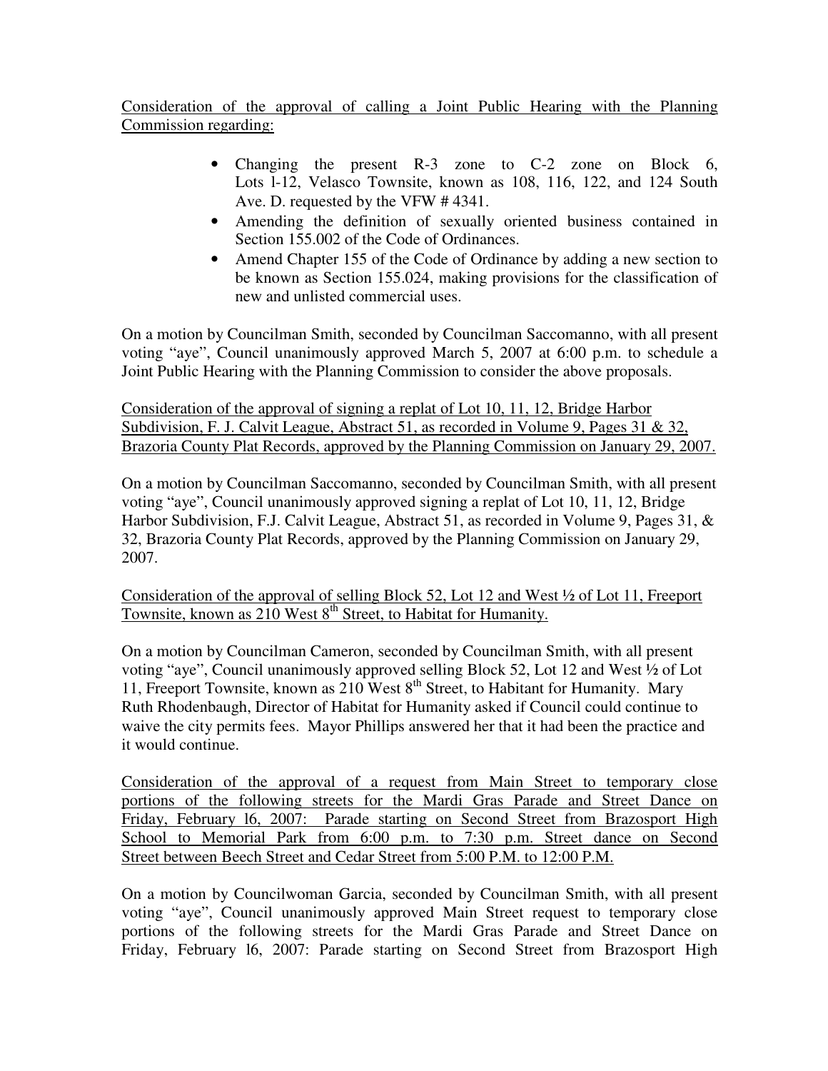<u>Consideration of the approval of calling a Joint Public Hearing with the Planning Commission regarding:</u>

- Changing the present R-3 zone to C-2 zone on Block 6, Lots l-12, Velasco Townsite, known as 108, 116, 122, and 124 South Ave. D. requested by the VFW # 4341.
- Amending the definition of sexually oriented business contained in Section 155.002 of the Code of Ordinances.
- Amend Chapter 155 of the Code of Ordinance by adding a new section to be known as Section 155.024, making provisions for the classification of new and unlisted commercial uses.

On a motion by Councilman Smith, seconded by Councilman Saccomanno, with all present voting "aye", Council unanimously approved March 5, 2007 at 6:00 p.m. to schedule a Joint Public Hearing with the Planning Commission to consider the above proposals.

<u>Consideration of the approval of signing a replat of Lot 10, 11, 12, Bridge Harbor Subdivision, F. J. Calvit League, Abstract 51, as recorded in Volume 9, Pages 31 & 32, Brazoria County Plat Records, approved by the Planning Commission on January 29, 2007.</u>

On a motion by Councilman Saccomanno, seconded by Councilman Smith, with all present voting "aye", Council unanimously approved signing a replat of Lot 10, 11, 12, Bridge Harbor Subdivision, F.J. Calvit League, Abstract 51, as recorded in Volume 9, Pages 31, & 32, Brazoria County Plat Records, approved by the Planning Commission on January 29, 2007.

<u>Consideration of the approval of selling Block 52, Lot 12 and West ½ of Lot 11, Freeport Townsite, known as 210 West 8th Street, to Habitat for Humanity.</u>

On a motion by Councilman Cameron, seconded by Councilman Smith, with all present voting "aye", Council unanimously approved selling Block 52, Lot 12 and West ½ of Lot 11, Freeport Townsite, known as 210 West 8th Street, to Habitant for Humanity. Mary Ruth Rhodenbaugh, Director of Habitat for Humanity asked if Council could continue to waive the city permits fees. Mayor Phillips answered her that it had been the practice and it would continue.

<u>Consideration of the approval of a request from Main Street to temporary close portions of the following streets for the Mardi Gras Parade and Street Dance on Friday, February l6, 2007: Parade starting on Second Street from Brazosport High School to Memorial Park from 6:00 p.m. to 7:30 p.m. Street dance on Second Street between Beech Street and Cedar Street from 5:00 P.M. to 12:00 P.M.</u>

On a motion by Councilwoman Garcia, seconded by Councilman Smith, with all present voting "aye", Council unanimously approved Main Street request to temporary close portions of the following streets for the Mardi Gras Parade and Street Dance on Friday, February l6, 2007: Parade starting on Second Street from Brazosport High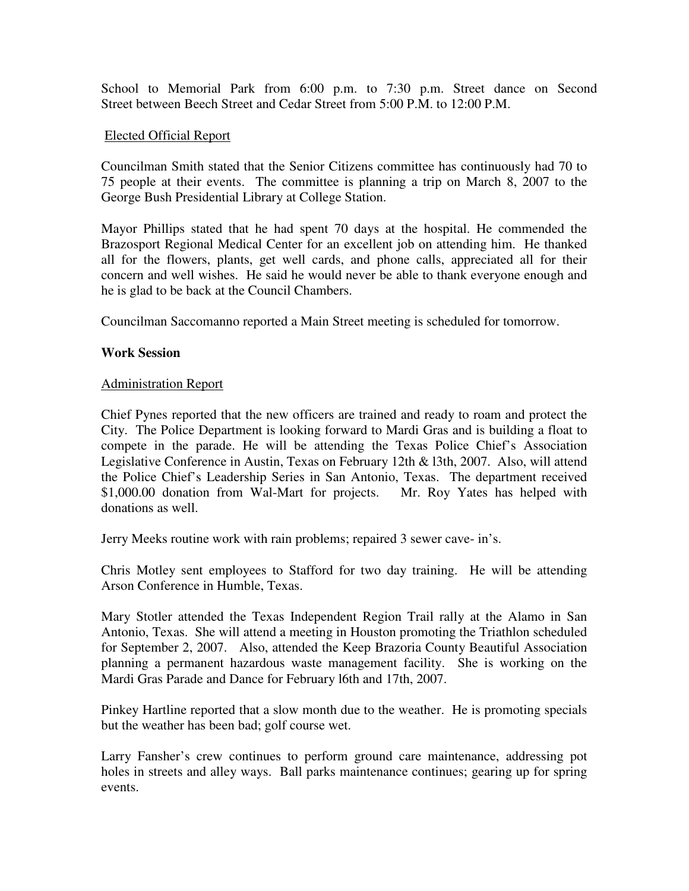School to Memorial Park from 6:00 p.m. to 7:30 p.m. Street dance on Second Street between Beech Street and Cedar Street from 5:00 P.M. to 12:00 P.M.

Elected Official Report

Councilman Smith stated that the Senior Citizens committee has continuously had 70 to 75 people at their events. The committee is planning a trip on March 8, 2007 to the George Bush Presidential Library at College Station.

Mayor Phillips stated that he had spent 70 days at the hospital. He commended the Brazosport Regional Medical Center for an excellent job on attending him. He thanked all for the flowers, plants, get well cards, and phone calls, appreciated all for their concern and well wishes. He said he would never be able to thank everyone enough and he is glad to be back at the Council Chambers.

Councilman Saccomanno reported a Main Street meeting is scheduled for tomorrow.

**Work Session**

Administration Report

Chief Pynes reported that the new officers are trained and ready to roam and protect the City. The Police Department is looking forward to Mardi Gras and is building a float to compete in the parade. He will be attending the Texas Police Chief's Association Legislative Conference in Austin, Texas on February 12th & l3th, 2007. Also, will attend the Police Chief's Leadership Series in San Antonio, Texas. The department received $1,000.00 donation from Wal-Mart for projects. Mr. Roy Yates has helped with donations as well.

Jerry Meeks routine work with rain problems; repaired 3 sewer cave- in's.

Chris Motley sent employees to Stafford for two day training. He will be attending Arson Conference in Humble, Texas.

Mary Stotler attended the Texas Independent Region Trail rally at the Alamo in San Antonio, Texas. She will attend a meeting in Houston promoting the Triathlon scheduled for September 2, 2007. Also, attended the Keep Brazoria County Beautiful Association planning a permanent hazardous waste management facility. She is working on the Mardi Gras Parade and Dance for February l6th and 17th, 2007.

Pinkey Hartline reported that a slow month due to the weather. He is promoting specials but the weather has been bad; golf course wet.

Larry Fansher's crew continues to perform ground care maintenance, addressing pot holes in streets and alley ways. Ball parks maintenance continues; gearing up for spring events.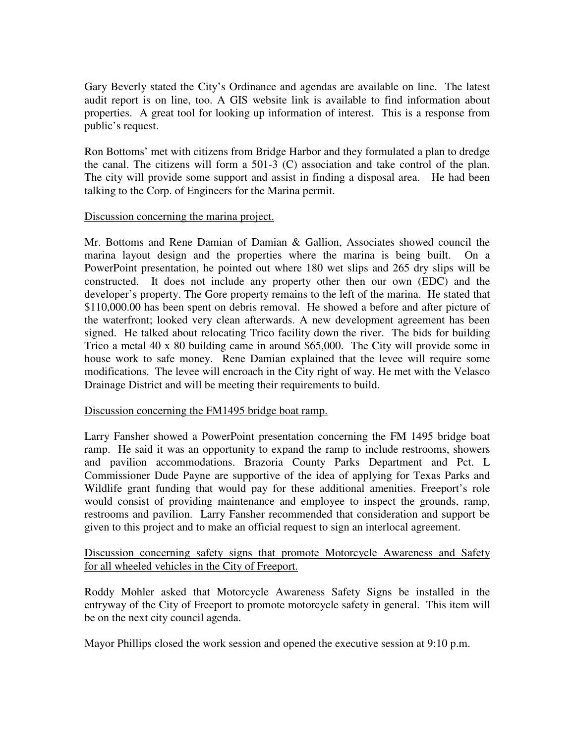Gary Beverly stated the City's Ordinance and agendas are available on line. The latest audit report is on line, too. A GIS website link is available to find information about properties. A great tool for looking up information of interest. This is a response from public's request.

Ron Bottoms' met with citizens from Bridge Harbor and they formulated a plan to dredge the canal. The citizens will form a 501-3 (C) association and take control of the plan. The city will provide some support and assist in finding a disposal area. He had been talking to the Corp. of Engineers for the Marina permit.

Discussion concerning the marina project.

Mr. Bottoms and Rene Damian of Damian & Gallion, Associates showed council the marina layout design and the properties where the marina is being built. On a PowerPoint presentation, he pointed out where 180 wet slips and 265 dry slips will be constructed. It does not include any property other then our own (EDC) and the developer's property. The Gore property remains to the left of the marina. He stated that $110,000.00 has been spent on debris removal. He showed a before and after picture of the waterfront; looked very clean afterwards. A new development agreement has been signed. He talked about relocating Trico facility down the river. The bids for building Trico a metal 40 x 80 building came in around $65,000. The City will provide some in house work to safe money. Rene Damian explained that the levee will require some modifications. The levee will encroach in the City right of way. He met with the Velasco Drainage District and will be meeting their requirements to build.

Discussion concerning the FM1495 bridge boat ramp.

Larry Fansher showed a PowerPoint presentation concerning the FM 1495 bridge boat ramp. He said it was an opportunity to expand the ramp to include restrooms, showers and pavilion accommodations. Brazoria County Parks Department and Pct. L Commissioner Dude Payne are supportive of the idea of applying for Texas Parks and Wildlife grant funding that would pay for these additional amenities. Freeport's role would consist of providing maintenance and employee to inspect the grounds, ramp, restrooms and pavilion. Larry Fansher recommended that consideration and support be given to this project and to make an official request to sign an interlocal agreement.

Discussion concerning safety signs that promote Motorcycle Awareness and Safety for all wheeled vehicles in the City of Freeport.

Roddy Mohler asked that Motorcycle Awareness Safety Signs be installed in the entryway of the City of Freeport to promote motorcycle safety in general. This item will be on the next city council agenda.

Mayor Phillips closed the work session and opened the executive session at 9:10 p.m.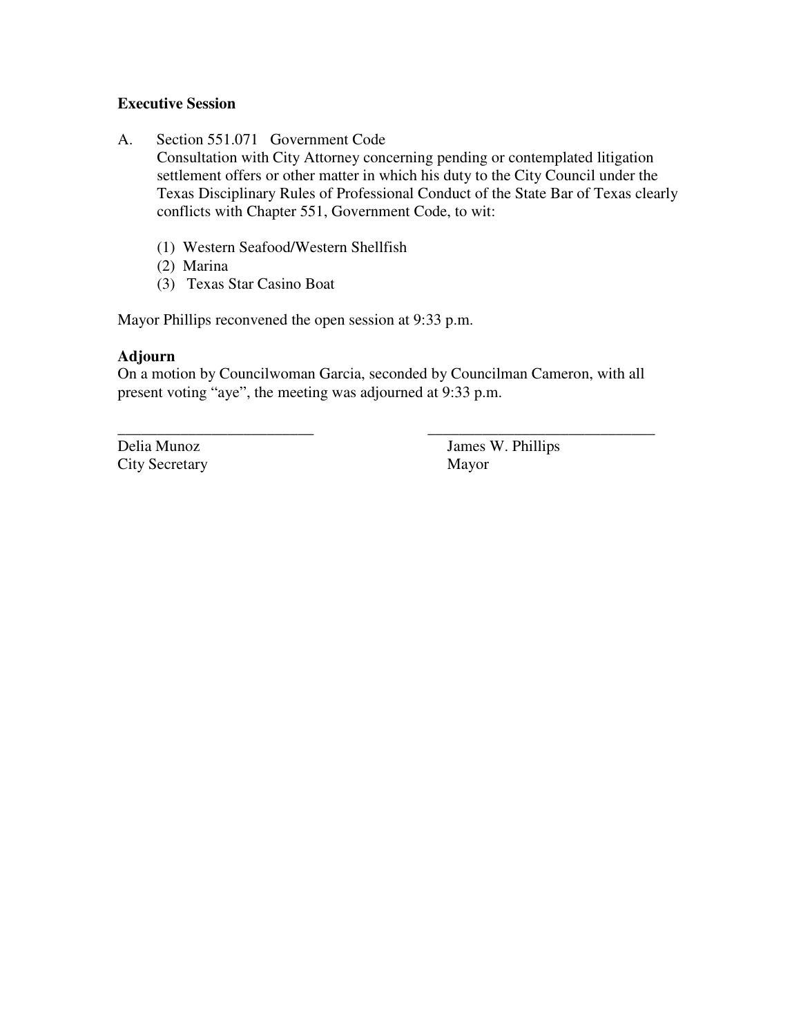**Executive Session**

A. Section 551.071 Government Code
Consultation with City Attorney concerning pending or contemplated litigation settlement offers or other matter in which his duty to the City Council under the Texas Disciplinary Rules of Professional Conduct of the State Bar of Texas clearly conflicts with Chapter 551, Government Code, to wit:

(1) Western Seafood/Western Shellfish
(2) Marina
(3) Texas Star Casino Boat

Mayor Phillips reconvened the open session at 9:33 p.m.

**Adjourn**

On a motion by Councilwoman Garcia, seconded by Councilman Cameron, with all present voting "aye", the meeting was adjourned at 9:33 p.m.

| | |
|---|---|
| _________________________ | ______________________________ |
| Delia Munoz | James W. Phillips |
| City Secretary | Mayor |